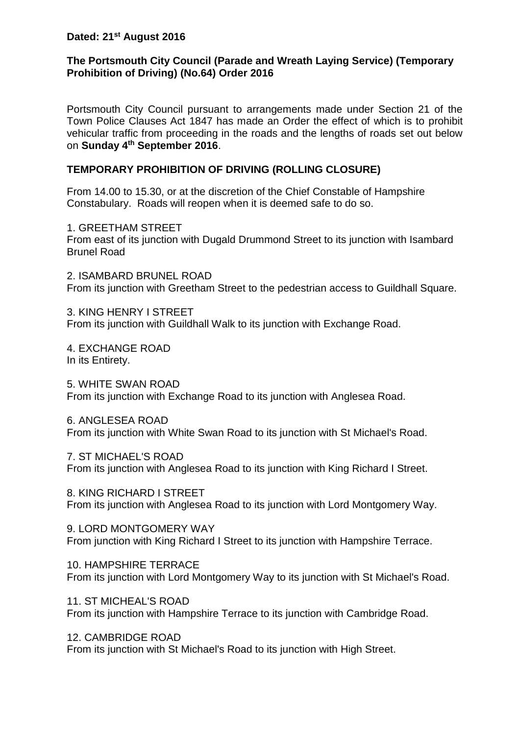**Dated: 21st August 2016**

**The Portsmouth City Council (Parade and Wreath Laying Service) (Temporary Prohibition of Driving) (No.64) Order 2016**

Portsmouth City Council pursuant to arrangements made under Section 21 of the Town Police Clauses Act 1847 has made an Order the effect of which is to prohibit vehicular traffic from proceeding in the roads and the lengths of roads set out below on **Sunday 4th September 2016**.

**TEMPORARY PROHIBITION OF DRIVING (ROLLING CLOSURE)**

From 14.00 to 15.30, or at the discretion of the Chief Constable of Hampshire Constabulary. Roads will reopen when it is deemed safe to do so.

1. GREETHAM STREET
From east of its junction with Dugald Drummond Street to its junction with Isambard Brunel Road

2. ISAMBARD BRUNEL ROAD
From its junction with Greetham Street to the pedestrian access to Guildhall Square.

3. KING HENRY I STREET
From its junction with Guildhall Walk to its junction with Exchange Road.

4. EXCHANGE ROAD
In its Entirety.

5. WHITE SWAN ROAD
From its junction with Exchange Road to its junction with Anglesea Road.

6. ANGLESEA ROAD
From its junction with White Swan Road to its junction with St Michael's Road.

7. ST MICHAEL'S ROAD
From its junction with Anglesea Road to its junction with King Richard I Street.

8. KING RICHARD I STREET
From its junction with Anglesea Road to its junction with Lord Montgomery Way.

9. LORD MONTGOMERY WAY
From junction with King Richard I Street to its junction with Hampshire Terrace.

10. HAMPSHIRE TERRACE
From its junction with Lord Montgomery Way to its junction with St Michael's Road.

11. ST MICHEAL'S ROAD
From its junction with Hampshire Terrace to its junction with Cambridge Road.

12. CAMBRIDGE ROAD
From its junction with St Michael's Road to its junction with High Street.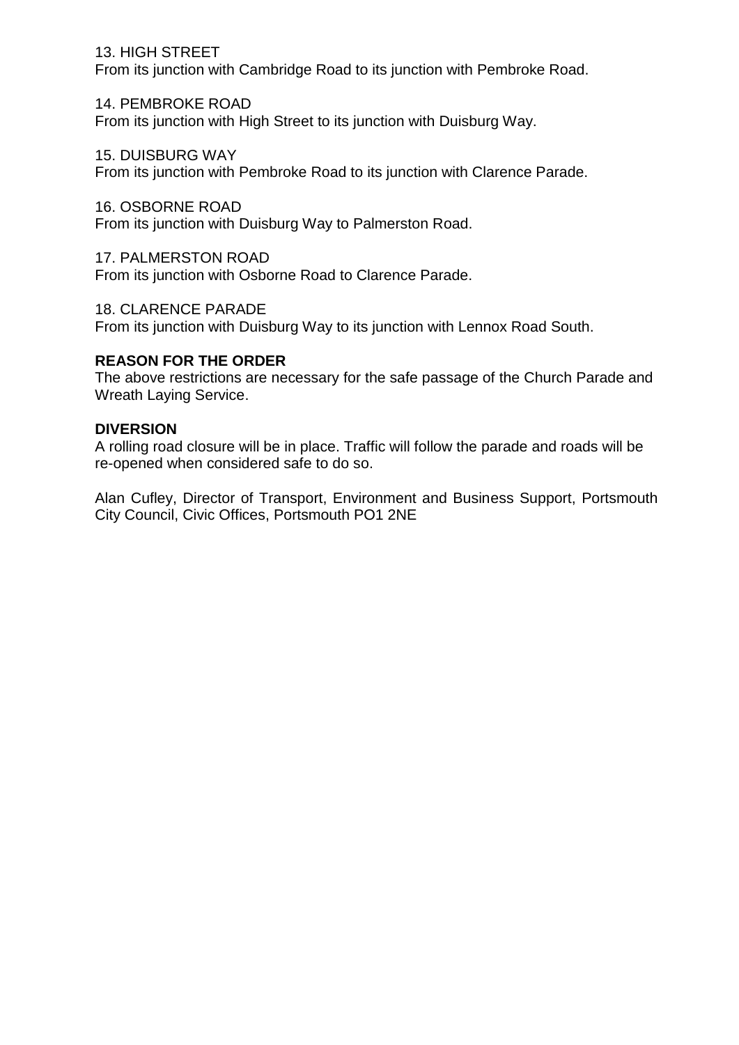13. HIGH STREET
From its junction with Cambridge Road to its junction with Pembroke Road.

14. PEMBROKE ROAD
From its junction with High Street to its junction with Duisburg Way.

15. DUISBURG WAY
From its junction with Pembroke Road to its junction with Clarence Parade.

16. OSBORNE ROAD
From its junction with Duisburg Way to Palmerston Road.

17. PALMERSTON ROAD
From its junction with Osborne Road to Clarence Parade.

18. CLARENCE PARADE
From its junction with Duisburg Way to its junction with Lennox Road South.

**REASON FOR THE ORDER**
The above restrictions are necessary for the safe passage of the Church Parade and Wreath Laying Service.

**DIVERSION**
A rolling road closure will be in place. Traffic will follow the parade and roads will be re-opened when considered safe to do so.

Alan Cufley, Director of Transport, Environment and Business Support, Portsmouth City Council, Civic Offices, Portsmouth PO1 2NE